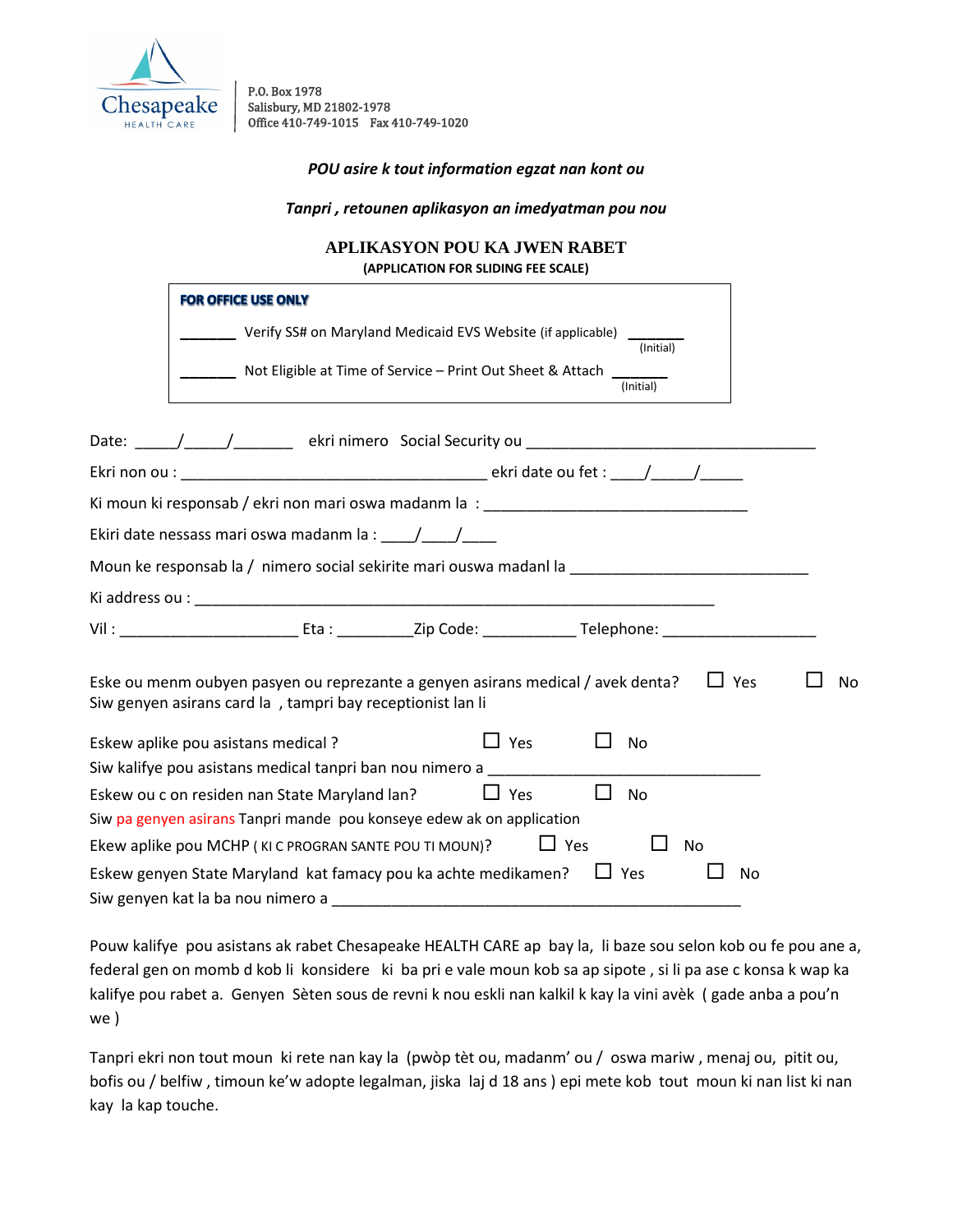Chesapeake HEALTH CARE

P.O. Box 1978
Salisbury, MD 21802-1978
Office 410-749-1015 Fax 410-749-1020

***POU asire k tout information egzat nan kont ou***

***Tanpri , retounen aplikasyon an imedyatman pou nou***

## APLIKASYON POU KA JWEN RABET

**(APPLICATION FOR SLIDING FEE SCALE)**

**FOR OFFICE USE ONLY**

_______ Verify SS# on Maryland Medicaid EVS Website (if applicable) _______ (Initial)

_______ Not Eligible at Time of Service – Print Out Sheet & Attach _______ (Initial)

Date: _____/_____/_______ ekri nimero Social Security ou ___________________________________

Ekri non ou : ____________________________________ ekri date ou fet : ____/_____/_____

Ki moun ki responsab / ekri non mari oswa madanm la : _______________________________

Ekiri date nessass mari oswa madanm la : ____/____/____

Moun ke responsab la / nimero social sekirite mari ouswa madanl la ____________________________

Ki address ou : ______________________________________________________________

Vil : _____________________ Eta : _________Zip Code: ___________ Telephone: __________________

Eske ou menm oubyen pasyen ou reprezante a genyen asirans medical / avek denta? ☐ Yes ☐ No
Siw genyen asirans card la , tampri bay receptionist lan li

Eskew aplike pou asistans medical ? ☐ Yes ☐ No
Siw kalifye pou asistans medical tanpri ban nou nimero a _________________________________

Eskew ou c on residen nan State Maryland lan? ☐ Yes ☐ No
Siw pa genyen asirans Tanpri mande pou konseye edew ak on application

Ekew aplike pou MCHP ( KI C PROGRAN SANTE POU TI MOUN)? ☐ Yes ☐ No

Eskew genyen State Maryland kat famacy pou ka achte medikamen? ☐ Yes ☐ No
Siw genyen kat la ba nou nimero a ________________________________________________

Pouw kalifye pou asistans ak rabet Chesapeake HEALTH CARE ap bay la, li baze sou selon kob ou fe pou ane a, federal gen on momb d kob li konsidere ki ba pri e vale moun kob sa ap sipote , si li pa ase c konsa k wap ka kalifye pou rabet a. Genyen Sèten sous de revni k nou eskli nan kalkil k kay la vini avèk ( gade anba a pou'n we )

Tanpri ekri non tout moun ki rete nan kay la (pwòp tèt ou, madanm' ou / oswa mariw , menaj ou, pitit ou, bofis ou / belfiw , timoun ke'w adopte legalman, jiska laj d 18 ans ) epi mete kob tout moun ki nan list ki nan kay la kap touche.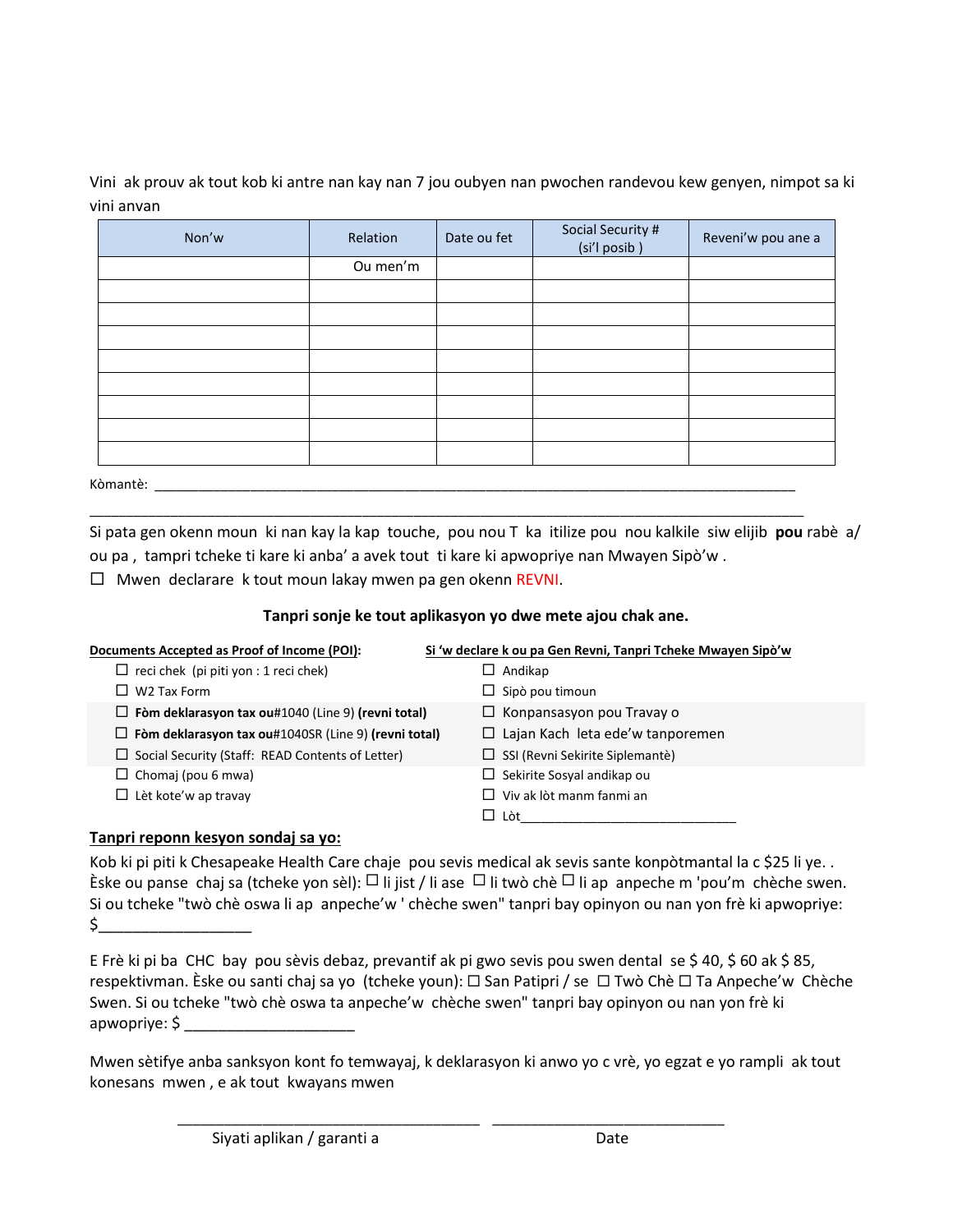Vini ak prouv ak tout kob ki antre nan kay nan 7 jou oubyen nan pwochen randevou kew genyen, nimpot sa ki vini anvan

| Non'w | Relation | Date ou fet | Social Security # (si'l posib ) | Reveni'w pou ane a |
|---|---|---|---|---|
| | Ou men'm | | | |
| | | | | |
| | | | | |
| | | | | |
| | | | | |
| | | | | |
| | | | | |
| | | | | |
| | | | | |

Kòmantè: ______________________________________________________________________________

______________________________________________________________________________

Si pata gen okenn moun ki nan kay la kap touche, pou nou T ka itilize pou nou kalkile siw elijib **pou** rabè a/ ou pa , tampri tcheke ti kare ki anba' a avek tout ti kare ki apwopriye nan Mwayen Sipò'w .

☐ Mwen declarare k tout moun lakay mwen pa gen okenn REVNI.

**Tanpri sonje ke tout aplikasyon yo dwe mete ajou chak ane.**

**Documents Accepted as Proof of Income (POI):**

- ☐ reci chek (pi piti yon : 1 reci chek)
- ☐ W2 Tax Form
- ☐ **Fòm deklarasyon tax ou**#1040 (Line 9) **(revni total)**
- ☐ **Fòm deklarasyon tax ou**#1040SR (Line 9) **(revni total)**
- ☐ Social Security (Staff: READ Contents of Letter)
- ☐ Chomaj (pou 6 mwa)
- ☐ Lèt kote'w ap travay

**Si 'w declare k ou pa Gen Revni, Tanpri Tcheke Mwayen Sipò'w**

- ☐ Andikap
- ☐ Sipò pou timoun
- ☐ Konpansasyon pou Travay o
- ☐ Lajan Kach leta ede'w tanporemen
- ☐ SSI (Revni Sekirite Siplemantè)
- ☐ Sekirite Sosyal andikap ou
- ☐ Viv ak lòt manm fanmi an
- ☐ Lòt_____________________________

**Tanpri reponn kesyon sondaj sa yo:**

Kob ki pi piti k Chesapeake Health Care chaje pou sevis medical ak sevis sante konpòtmantal la c $25 li ye. . Èske ou panse chaj sa (tcheke yon sèl): ☐ li jist / li ase ☐ li twò chè ☐ li ap anpeche m 'pou'm chèche swen. Si ou tcheke "twò chè oswa li ap anpeche'w ' chèche swen" tanpri bay opinyon ou nan yon frè ki apwopriye: $__________________

E Frè ki pi ba CHC bay pou sèvis debaz, prevantif ak pi gwo sevis pou swen dental se $ 40, $ 60 ak $ 85, respektivman. Èske ou santi chaj sa yo (tcheke youn): ☐ San Patipri / se ☐ Twò Chè ☐ Ta Anpeche'w Chèche Swen. Si ou tcheke "twò chè oswa ta anpeche'w chèche swen" tanpri bay opinyon ou nan yon frè ki apwopriye: $ ____________________

Mwen sètifye anba sanksyon kont fo temwayaj, k deklarasyon ki anwo yo c vrè, yo egzat e yo rampli ak tout konesans mwen , e ak tout kwayans mwen

_____________________________________ ____________________________

Siyati aplikan / garanti a Date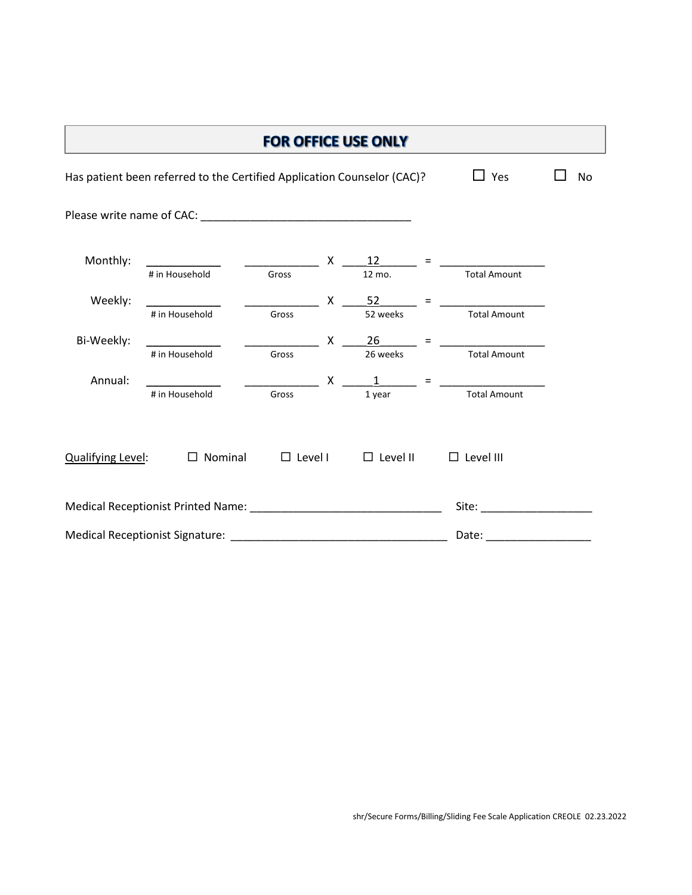## FOR OFFICE USE ONLY

Has patient been referred to the Certified Application Counselor (CAC)? ☐ Yes ☐ No

Please write name of CAC: ________________________________

| | | | | | | | |
|---|---|---|---|---|---|---|---|
| Monthly: | ___________ | ___________ | X | 12 | = | ________________ | |
| | # in Household | Gross | | 12 mo. | | Total Amount | |
| Weekly: | ___________ | ___________ | X | 52 | = | ________________ | |
| | # in Household | Gross | | 52 weeks | | Total Amount | |
| Bi-Weekly: | ___________ | ___________ | X | 26 | = | ________________ | |
| | # in Household | Gross | | 26 weeks | | Total Amount | |
| Annual: | ___________ | ___________ | X | 1 | = | ________________ | |
| | # in Household | Gross | | 1 year | | Total Amount | |

Qualifying Level: ☐ Nominal ☐ Level I ☐ Level II ☐ Level III

Medical Receptionist Printed Name: ______________________________ Site: _________________

Medical Receptionist Signature: _________________________________ Date: ________________

shr/Secure Forms/Billing/Sliding Fee Scale Application CREOLE 02.23.2022